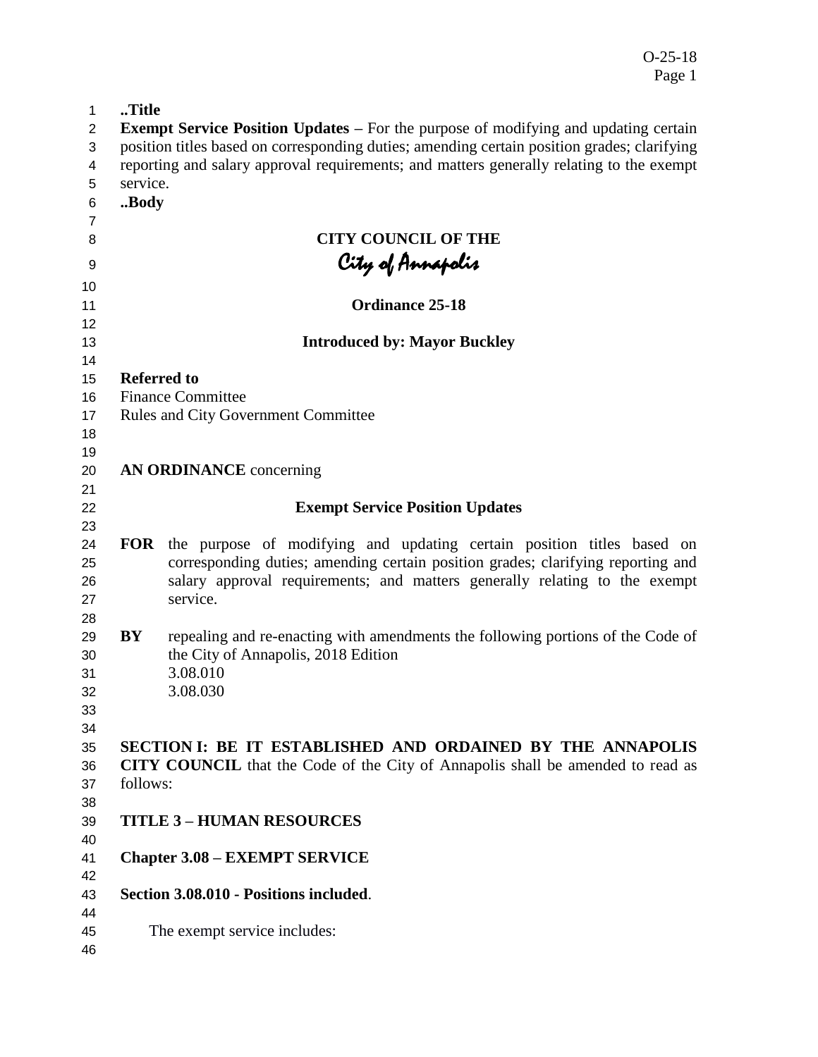**..Title**

**Exempt Service Position Updates –** For the purpose of modifying and updating certain position titles based on corresponding duties; amending certain position grades; clarifying reporting and salary approval requirements; and matters generally relating to the exempt service.

**..Body**

**CITY COUNCIL OF THE**

*City of Annapolis*

**Ordinance 25-18**

**Introduced by: Mayor Buckley**

**Referred to**
Finance Committee
Rules and City Government Committee

**AN ORDINANCE** concerning

**Exempt Service Position Updates**

**FOR** the purpose of modifying and updating certain position titles based on corresponding duties; amending certain position grades; clarifying reporting and salary approval requirements; and matters generally relating to the exempt service.

**BY** repealing and re-enacting with amendments the following portions of the Code of the City of Annapolis, 2018 Edition
3.08.010
3.08.030

**SECTION I: BE IT ESTABLISHED AND ORDAINED BY THE ANNAPOLIS CITY COUNCIL** that the Code of the City of Annapolis shall be amended to read as follows:

**TITLE 3 – HUMAN RESOURCES**

**Chapter 3.08 – EXEMPT SERVICE**

**Section 3.08.010 - Positions included**.

The exempt service includes: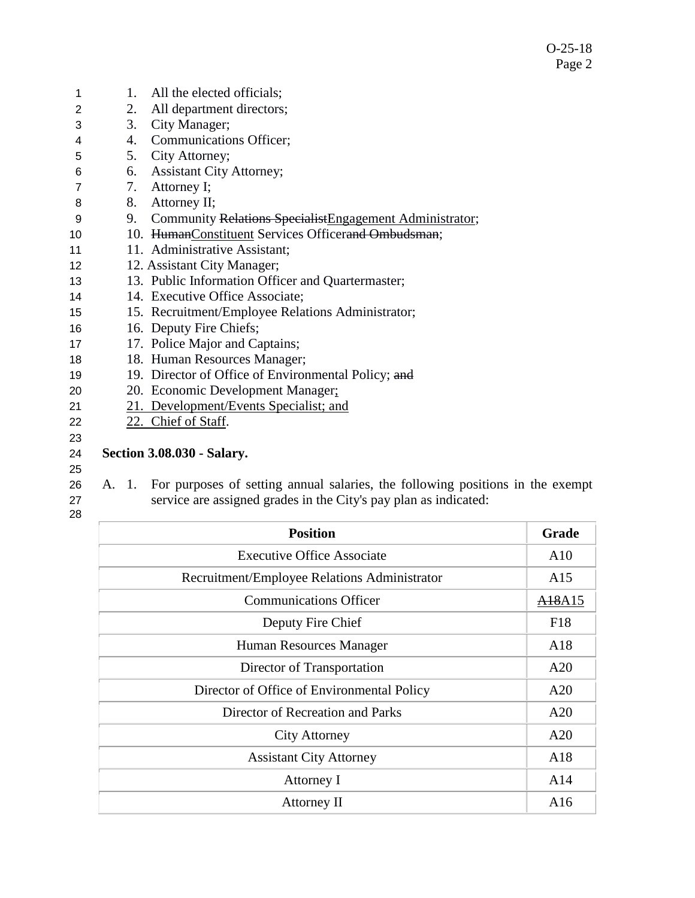1. All the elected officials;
2. All department directors;
3. City Manager;
4. Communications Officer;
5. City Attorney;
6. Assistant City Attorney;
7. Attorney I;
8. Attorney II;
9. Community ~~Relations Specialist~~<u>Engagement Administrator</u>;
10. ~~Human~~<u>Constituent</u> Services Officer~~and Ombudsman~~;
11. Administrative Assistant;
12. Assistant City Manager;
13. Public Information Officer and Quartermaster;
14. Executive Office Associate;
15. Recruitment/Employee Relations Administrator;
16. Deputy Fire Chiefs;
17. Police Major and Captains;
18. Human Resources Manager;
19. Director of Office of Environmental Policy; ~~and~~
20. Economic Development Manager<u>;</u>
21. <u>Development/Events Specialist; and</u>
22. <u>Chief of Staff</u>.

**Section 3.08.030 - Salary.**

A. 1. For purposes of setting annual salaries, the following positions in the exempt service are assigned grades in the City's pay plan as indicated:

| Position | Grade |
|---|---|
| Executive Office Associate | A10 |
| Recruitment/Employee Relations Administrator | A15 |
| Communications Officer | ~~A18~~A15 |
| Deputy Fire Chief | F18 |
| Human Resources Manager | A18 |
| Director of Transportation | A20 |
| Director of Office of Environmental Policy | A20 |
| Director of Recreation and Parks | A20 |
| City Attorney | A20 |
| Assistant City Attorney | A18 |
| Attorney I | A14 |
| Attorney II | A16 |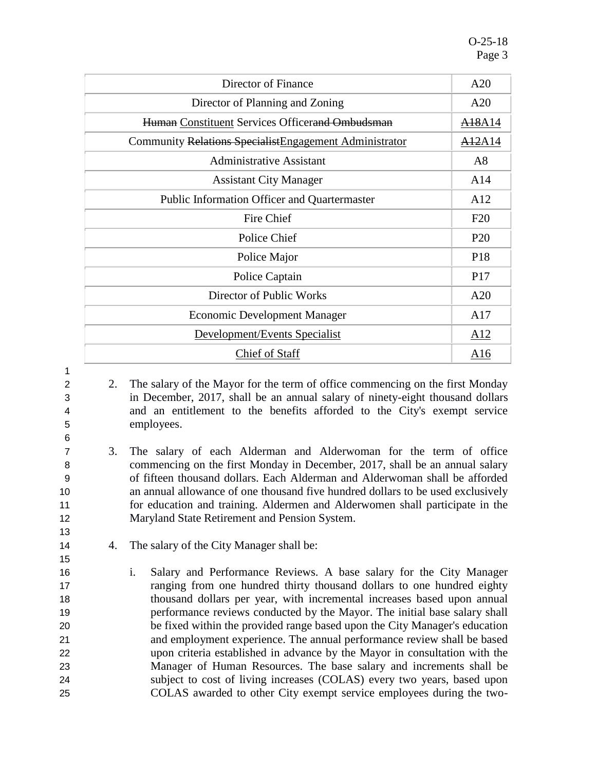| | |
|---|---|
| Director of Finance | A20 |
| Director of Planning and Zoning | A20 |
| ~~Human~~ <u>Constituent</u> Services Officer~~and Ombudsman~~ | ~~A18~~<u>A14</u> |
| Community ~~Relations Specialist~~<u>Engagement Administrator</u> | ~~A12~~<u>A14</u> |
| Administrative Assistant | A8 |
| Assistant City Manager | A14 |
| Public Information Officer and Quartermaster | A12 |
| Fire Chief | F20 |
| Police Chief | P20 |
| Police Major | P18 |
| Police Captain | P17 |
| Director of Public Works | A20 |
| Economic Development Manager | A17 |
| <u>Development/Events Specialist</u> | <u>A12</u> |
| <u>Chief of Staff</u> | <u>A16</u> |

2. The salary of the Mayor for the term of office commencing on the first Monday in December, 2017, shall be an annual salary of ninety-eight thousand dollars and an entitlement to the benefits afforded to the City's exempt service employees.

3. The salary of each Alderman and Alderwoman for the term of office commencing on the first Monday in December, 2017, shall be an annual salary of fifteen thousand dollars. Each Alderman and Alderwoman shall be afforded an annual allowance of one thousand five hundred dollars to be used exclusively for education and training. Aldermen and Alderwomen shall participate in the Maryland State Retirement and Pension System.

4. The salary of the City Manager shall be:

   i. Salary and Performance Reviews. A base salary for the City Manager ranging from one hundred thirty thousand dollars to one hundred eighty thousand dollars per year, with incremental increases based upon annual performance reviews conducted by the Mayor. The initial base salary shall be fixed within the provided range based upon the City Manager's education and employment experience. The annual performance review shall be based upon criteria established in advance by the Mayor in consultation with the Manager of Human Resources. The base salary and increments shall be subject to cost of living increases (COLAS) every two years, based upon COLAS awarded to other City exempt service employees during the two-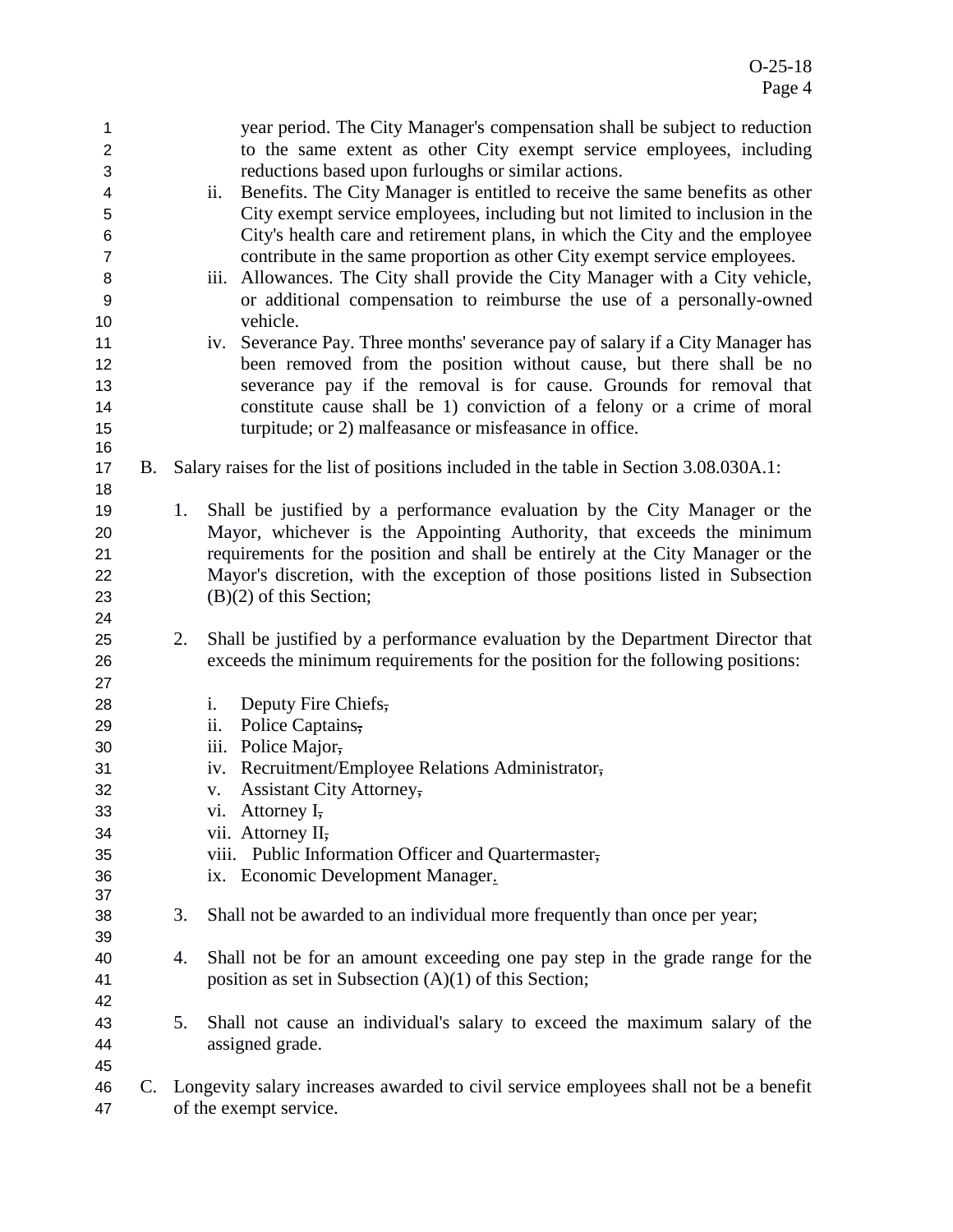year period. The City Manager's compensation shall be subject to reduction to the same extent as other City exempt service employees, including reductions based upon furloughs or similar actions.

ii. Benefits. The City Manager is entitled to receive the same benefits as other City exempt service employees, including but not limited to inclusion in the City's health care and retirement plans, in which the City and the employee contribute in the same proportion as other City exempt service employees.

iii. Allowances. The City shall provide the City Manager with a City vehicle, or additional compensation to reimburse the use of a personally-owned vehicle.

iv. Severance Pay. Three months' severance pay of salary if a City Manager has been removed from the position without cause, but there shall be no severance pay if the removal is for cause. Grounds for removal that constitute cause shall be 1) conviction of a felony or a crime of moral turpitude; or 2) malfeasance or misfeasance in office.

B. Salary raises for the list of positions included in the table in Section 3.08.030A.1:

1. Shall be justified by a performance evaluation by the City Manager or the Mayor, whichever is the Appointing Authority, that exceeds the minimum requirements for the position and shall be entirely at the City Manager or the Mayor's discretion, with the exception of those positions listed in Subsection (B)(2) of this Section;

2. Shall be justified by a performance evaluation by the Department Director that exceeds the minimum requirements for the position for the following positions:

   i. Deputy Fire Chiefs~~,~~
   ii. Police Captains~~,~~
   iii. Police Major~~,~~
   iv. Recruitment/Employee Relations Administrator~~,~~
   v. Assistant City Attorney~~,~~
   vi. Attorney I~~,~~
   vii. Attorney II~~,~~
   viii. Public Information Officer and Quartermaster~~,~~
   ix. Economic Development Manager.

3. Shall not be awarded to an individual more frequently than once per year;

4. Shall not be for an amount exceeding one pay step in the grade range for the position as set in Subsection (A)(1) of this Section;

5. Shall not cause an individual's salary to exceed the maximum salary of the assigned grade.

C. Longevity salary increases awarded to civil service employees shall not be a benefit of the exempt service.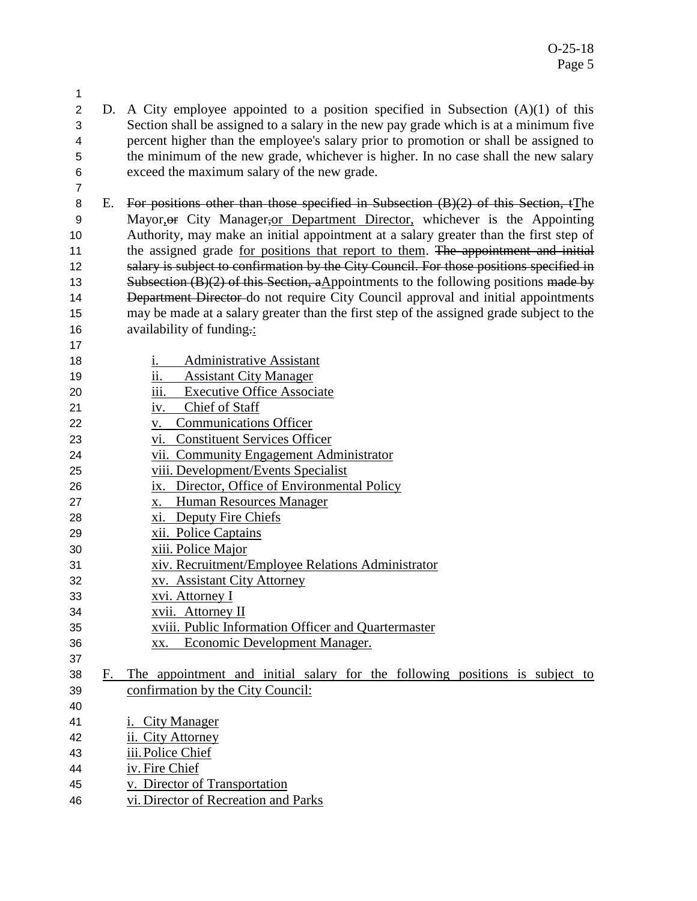D. A City employee appointed to a position specified in Subsection (A)(1) of this Section shall be assigned to a salary in the new pay grade which is at a minimum five percent higher than the employee's salary prior to promotion or shall be assigned to the minimum of the new grade, whichever is higher. In no case shall the new salary exceed the maximum salary of the new grade.

E. ~~For positions other than those specified in Subsection (B)(2) of this Section, t~~The Mayor,~~or~~ City Manager~~,~~or Department Director, whichever is the Appointing Authority, may make an initial appointment at a salary greater than the first step of the assigned grade for positions that report to them. ~~The appointment and initial salary is subject to confirmation by the City Council. For those positions specified in Subsection (B)(2) of this Section, a~~Appointments to the following positions ~~made by Department Director~~ do not require City Council approval and initial appointments may be made at a salary greater than the first step of the assigned grade subject to the availability of funding~~.~~:

i. Administrative Assistant
ii. Assistant City Manager
iii. Executive Office Associate
iv. Chief of Staff
v. Communications Officer
vi. Constituent Services Officer
vii. Community Engagement Administrator
viii. Development/Events Specialist
ix. Director, Office of Environmental Policy
x. Human Resources Manager
xi. Deputy Fire Chiefs
xii. Police Captains
xiii. Police Major
xiv. Recruitment/Employee Relations Administrator
xv. Assistant City Attorney
xvi. Attorney I
xvii. Attorney II
xviii. Public Information Officer and Quartermaster
xx. Economic Development Manager.

F. The appointment and initial salary for the following positions is subject to confirmation by the City Council:

i. City Manager
ii. City Attorney
iii. Police Chief
iv. Fire Chief
v. Director of Transportation
vi. Director of Recreation and Parks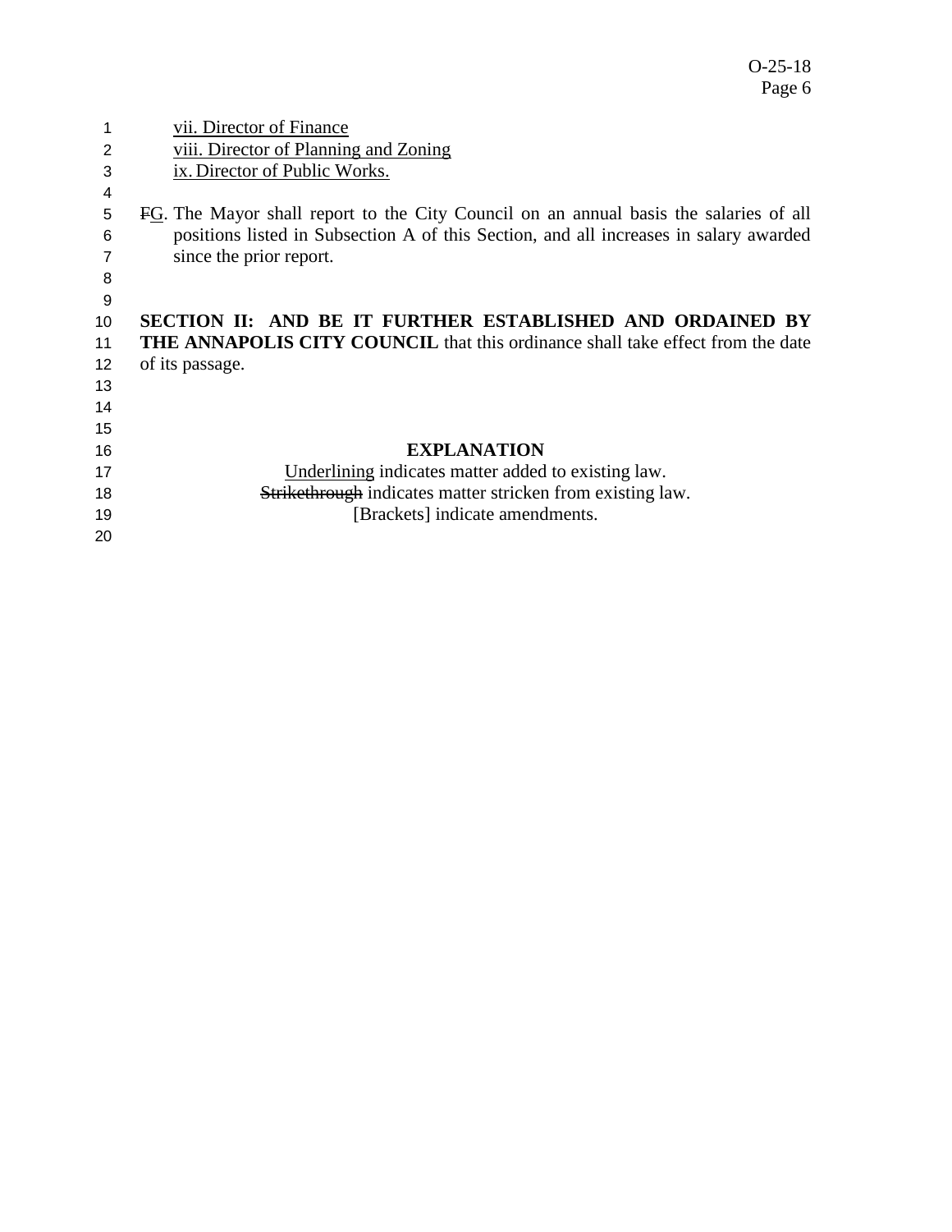vii. Director of Finance
viii. Director of Planning and Zoning
ix. Director of Public Works.

~~F~~G. The Mayor shall report to the City Council on an annual basis the salaries of all positions listed in Subsection A of this Section, and all increases in salary awarded since the prior report.

**SECTION II: AND BE IT FURTHER ESTABLISHED AND ORDAINED BY THE ANNAPOLIS CITY COUNCIL** that this ordinance shall take effect from the date of its passage.

**EXPLANATION**

Underlining indicates matter added to existing law.

~~Strikethrough~~ indicates matter stricken from existing law.

[Brackets] indicate amendments.